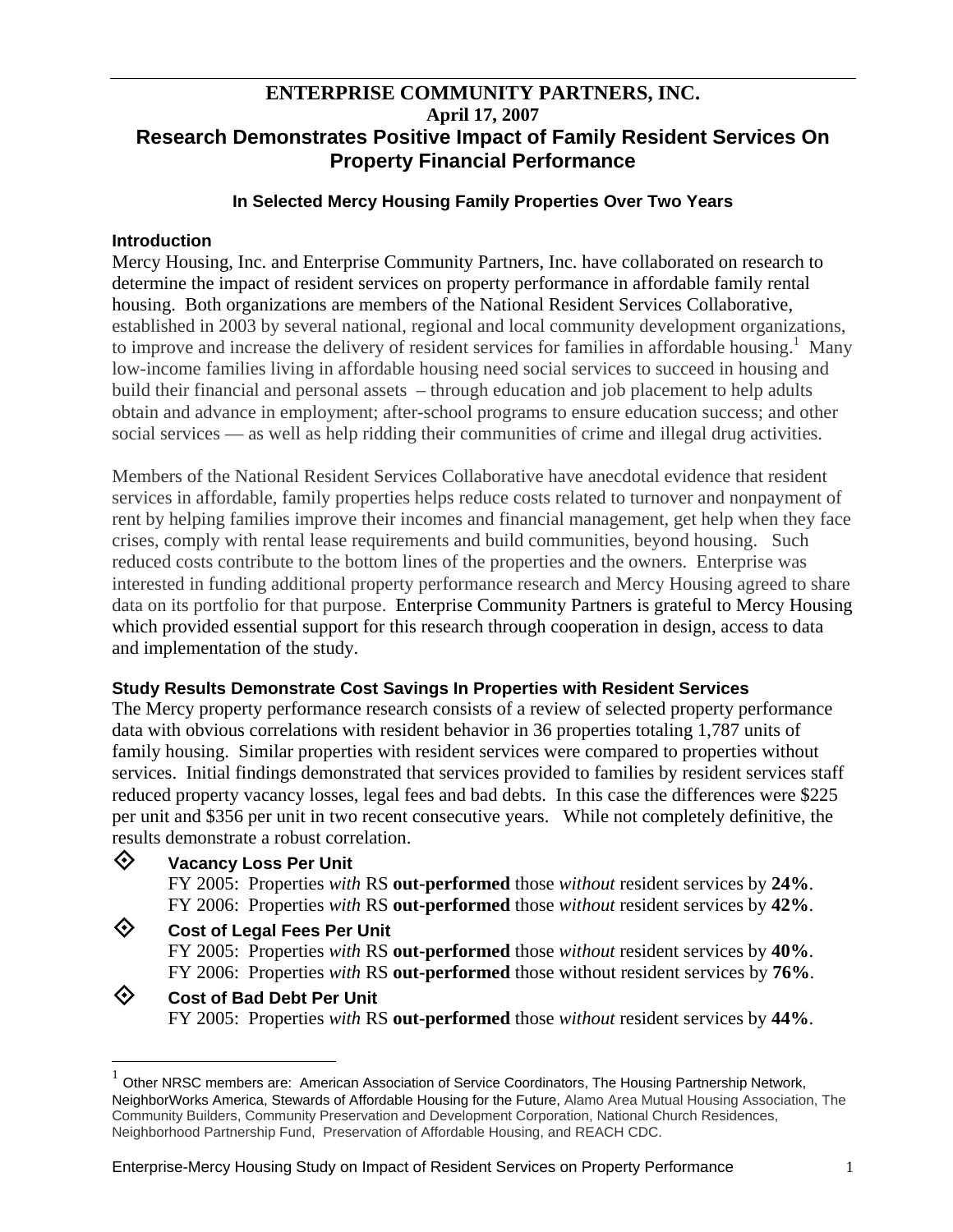**ENTERPRISE COMMUNITY PARTNERS, INC.**
**April 17, 2007**

# Research Demonstrates Positive Impact of Family Resident Services On Property Financial Performance

### In Selected Mercy Housing Family Properties Over Two Years

### Introduction

Mercy Housing, Inc. and Enterprise Community Partners, Inc. have collaborated on research to determine the impact of resident services on property performance in affordable family rental housing. Both organizations are members of the National Resident Services Collaborative, established in 2003 by several national, regional and local community development organizations, to improve and increase the delivery of resident services for families in affordable housing.[1] Many low-income families living in affordable housing need social services to succeed in housing and build their financial and personal assets – through education and job placement to help adults obtain and advance in employment; after-school programs to ensure education success; and other social services — as well as help ridding their communities of crime and illegal drug activities.

Members of the National Resident Services Collaborative have anecdotal evidence that resident services in affordable, family properties helps reduce costs related to turnover and nonpayment of rent by helping families improve their incomes and financial management, get help when they face crises, comply with rental lease requirements and build communities, beyond housing. Such reduced costs contribute to the bottom lines of the properties and the owners. Enterprise was interested in funding additional property performance research and Mercy Housing agreed to share data on its portfolio for that purpose. Enterprise Community Partners is grateful to Mercy Housing which provided essential support for this research through cooperation in design, access to data and implementation of the study.

### Study Results Demonstrate Cost Savings In Properties with Resident Services

The Mercy property performance research consists of a review of selected property performance data with obvious correlations with resident behavior in 36 properties totaling 1,787 units of family housing. Similar properties with resident services were compared to properties without services. Initial findings demonstrated that services provided to families by resident services staff reduced property vacancy losses, legal fees and bad debts. In this case the differences were $225 per unit and $356 per unit in two recent consecutive years. While not completely definitive, the results demonstrate a robust correlation.

- **Vacancy Loss Per Unit**
  FY 2005: Properties *with* RS **out-performed** those *without* resident services by **24%**.
  FY 2006: Properties *with* RS **out-performed** those *without* resident services by **42%**.
- **Cost of Legal Fees Per Unit**
  FY 2005: Properties *with* RS **out-performed** those *without* resident services by **40%**.
  FY 2006: Properties *with* RS **out-performed** those without resident services by **76%**.
- **Cost of Bad Debt Per Unit**
  FY 2005: Properties *with* RS **out-performed** those *without* resident services by **44%**.

---

[1] Other NRSC members are: American Association of Service Coordinators, The Housing Partnership Network, NeighborWorks America, Stewards of Affordable Housing for the Future, Alamo Area Mutual Housing Association, The Community Builders, Community Preservation and Development Corporation, National Church Residences, Neighborhood Partnership Fund, Preservation of Affordable Housing, and REACH CDC.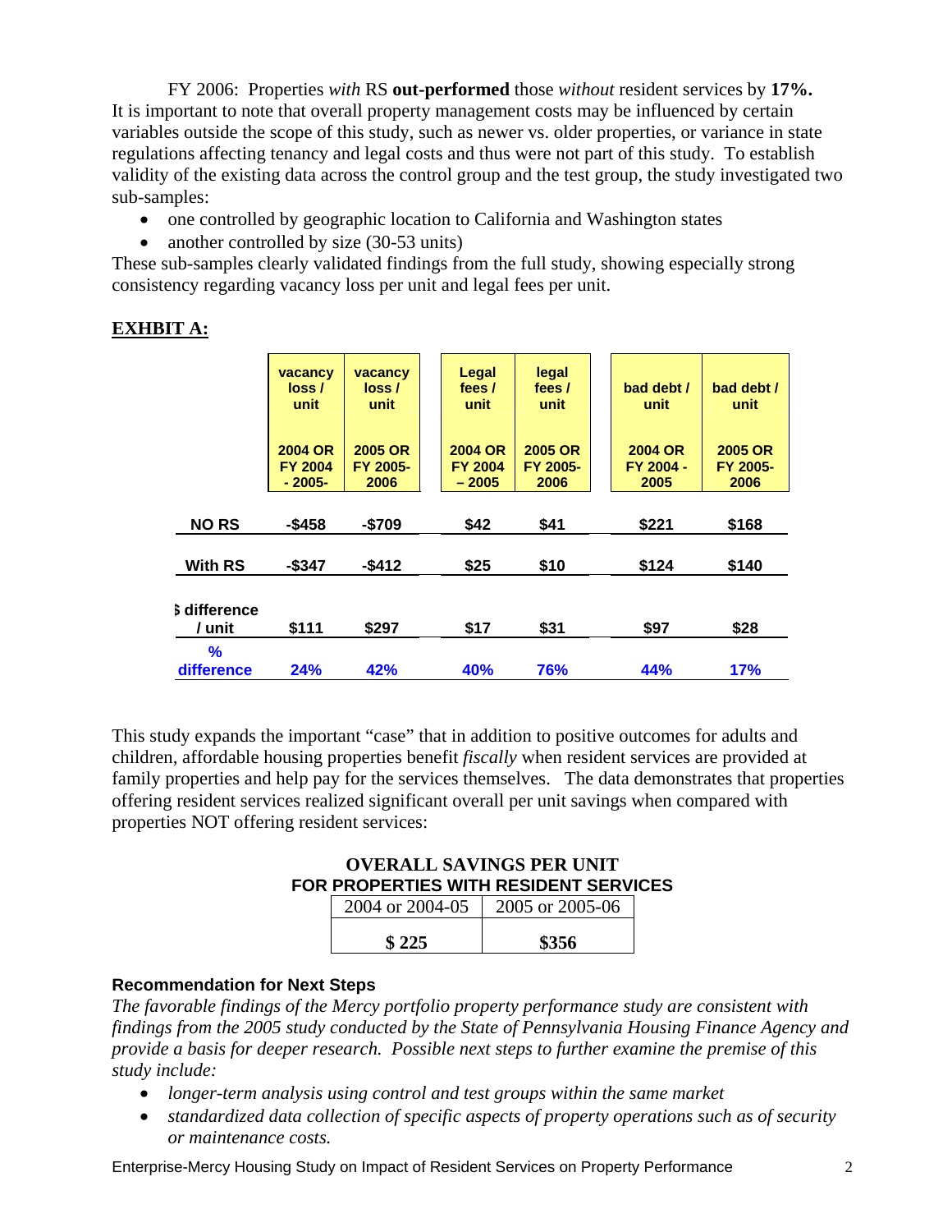FY 2006: Properties *with* RS **out-performed** those *without* resident services by **17%.** It is important to note that overall property management costs may be influenced by certain variables outside the scope of this study, such as newer vs. older properties, or variance in state regulations affecting tenancy and legal costs and thus were not part of this study. To establish validity of the existing data across the control group and the test group, the study investigated two sub-samples:

- one controlled by geographic location to California and Washington states
- another controlled by size (30-53 units)

These sub-samples clearly validated findings from the full study, showing especially strong consistency regarding vacancy loss per unit and legal fees per unit.

## EXHBIT A:

| | vacancy loss / unit 2004 OR FY 2004 - 2005- | vacancy loss / unit 2005 OR FY 2005-2006 | Legal fees / unit 2004 OR FY 2004 – 2005 | legal fees / unit 2005 OR FY 2005-2006 | bad debt / unit 2004 OR FY 2004 - 2005 | bad debt / unit 2005 OR FY 2005-2006 |
|---|---|---|---|---|---|---|
| **NO RS** | -$458 | -$709 | $42 | $41 | $221 | $168 |
| **With RS** | -$347 | -$412 | $25 | $10 | $124 | $140 |
| **$ difference / unit** | $111 | $297 | $17 | $31 | $97 | $28 |
| **% difference** | 24% | 42% | 40% | 76% | 44% | 17% |

This study expands the important "case" that in addition to positive outcomes for adults and children, affordable housing properties benefit *fiscally* when resident services are provided at family properties and help pay for the services themselves. The data demonstrates that properties offering resident services realized significant overall per unit savings when compared with properties NOT offering resident services:

**OVERALL SAVINGS PER UNIT**
**FOR PROPERTIES WITH RESIDENT SERVICES**

| 2004 or 2004-05 | 2005 or 2005-06 |
|---|---|
| **$ 225** | **$356** |

### Recommendation for Next Steps

*The favorable findings of the Mercy portfolio property performance study are consistent with findings from the 2005 study conducted by the State of Pennsylvania Housing Finance Agency and provide a basis for deeper research. Possible next steps to further examine the premise of this study include:*

- *longer-term analysis using control and test groups within the same market*
- *standardized data collection of specific aspects of property operations such as of security or maintenance costs.*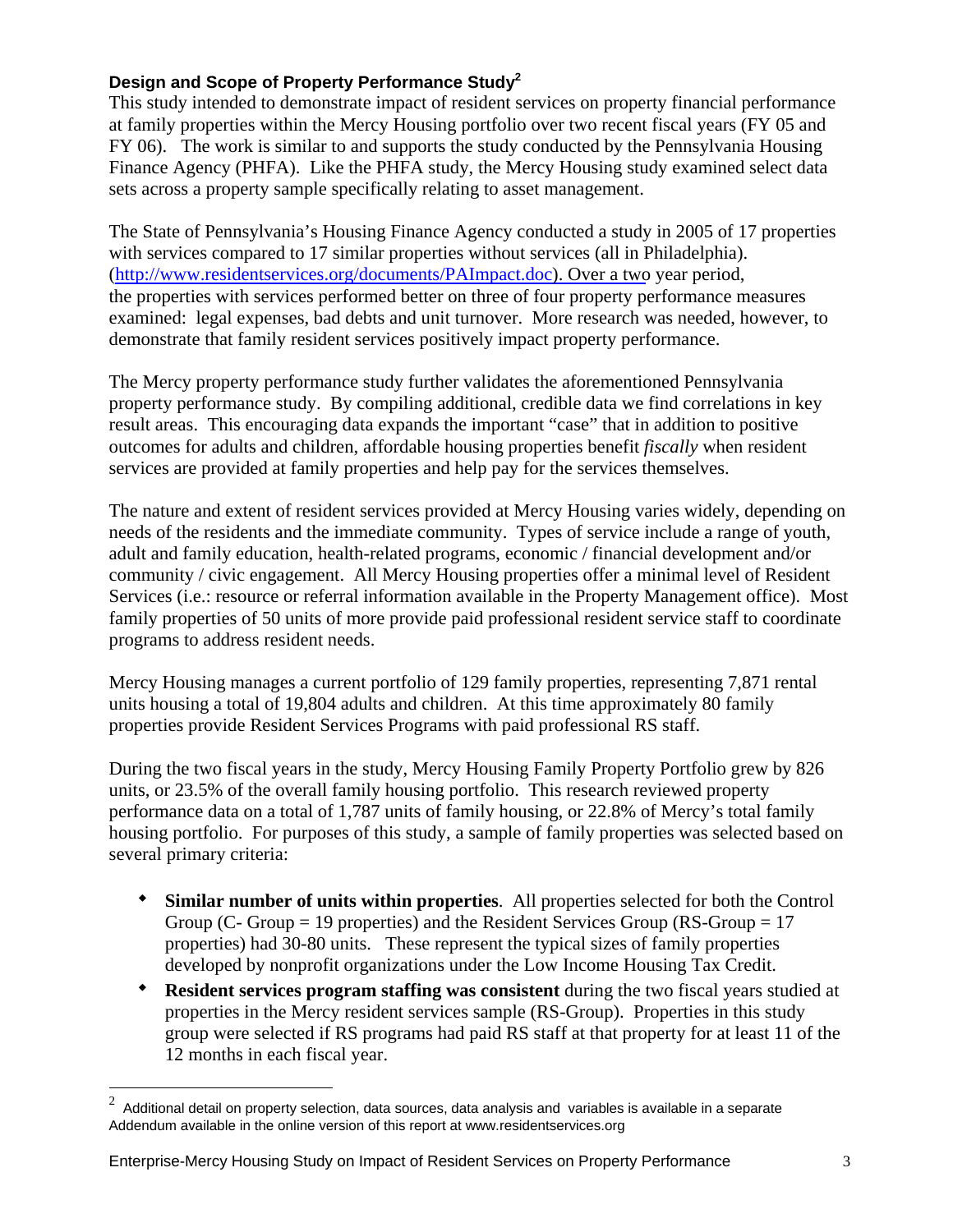### Design and Scope of Property Performance Study[2]

This study intended to demonstrate impact of resident services on property financial performance at family properties within the Mercy Housing portfolio over two recent fiscal years (FY 05 and FY 06). The work is similar to and supports the study conducted by the Pennsylvania Housing Finance Agency (PHFA). Like the PHFA study, the Mercy Housing study examined select data sets across a property sample specifically relating to asset management.

The State of Pennsylvania's Housing Finance Agency conducted a study in 2005 of 17 properties with services compared to 17 similar properties without services (all in Philadelphia). (http://www.residentservices.org/documents/PAImpact.doc). Over a two year period, the properties with services performed better on three of four property performance measures examined: legal expenses, bad debts and unit turnover. More research was needed, however, to demonstrate that family resident services positively impact property performance.

The Mercy property performance study further validates the aforementioned Pennsylvania property performance study. By compiling additional, credible data we find correlations in key result areas. This encouraging data expands the important "case" that in addition to positive outcomes for adults and children, affordable housing properties benefit *fiscally* when resident services are provided at family properties and help pay for the services themselves.

The nature and extent of resident services provided at Mercy Housing varies widely, depending on needs of the residents and the immediate community. Types of service include a range of youth, adult and family education, health-related programs, economic / financial development and/or community / civic engagement. All Mercy Housing properties offer a minimal level of Resident Services (i.e.: resource or referral information available in the Property Management office). Most family properties of 50 units of more provide paid professional resident service staff to coordinate programs to address resident needs.

Mercy Housing manages a current portfolio of 129 family properties, representing 7,871 rental units housing a total of 19,804 adults and children. At this time approximately 80 family properties provide Resident Services Programs with paid professional RS staff.

During the two fiscal years in the study, Mercy Housing Family Property Portfolio grew by 826 units, or 23.5% of the overall family housing portfolio. This research reviewed property performance data on a total of 1,787 units of family housing, or 22.8% of Mercy's total family housing portfolio. For purposes of this study, a sample of family properties was selected based on several primary criteria:

- **Similar number of units within properties**. All properties selected for both the Control Group (C- Group = 19 properties) and the Resident Services Group (RS-Group = 17 properties) had 30-80 units. These represent the typical sizes of family properties developed by nonprofit organizations under the Low Income Housing Tax Credit.
- **Resident services program staffing was consistent** during the two fiscal years studied at properties in the Mercy resident services sample (RS-Group). Properties in this study group were selected if RS programs had paid RS staff at that property for at least 11 of the 12 months in each fiscal year.

[2] Additional detail on property selection, data sources, data analysis and variables is available in a separate Addendum available in the online version of this report at www.residentservices.org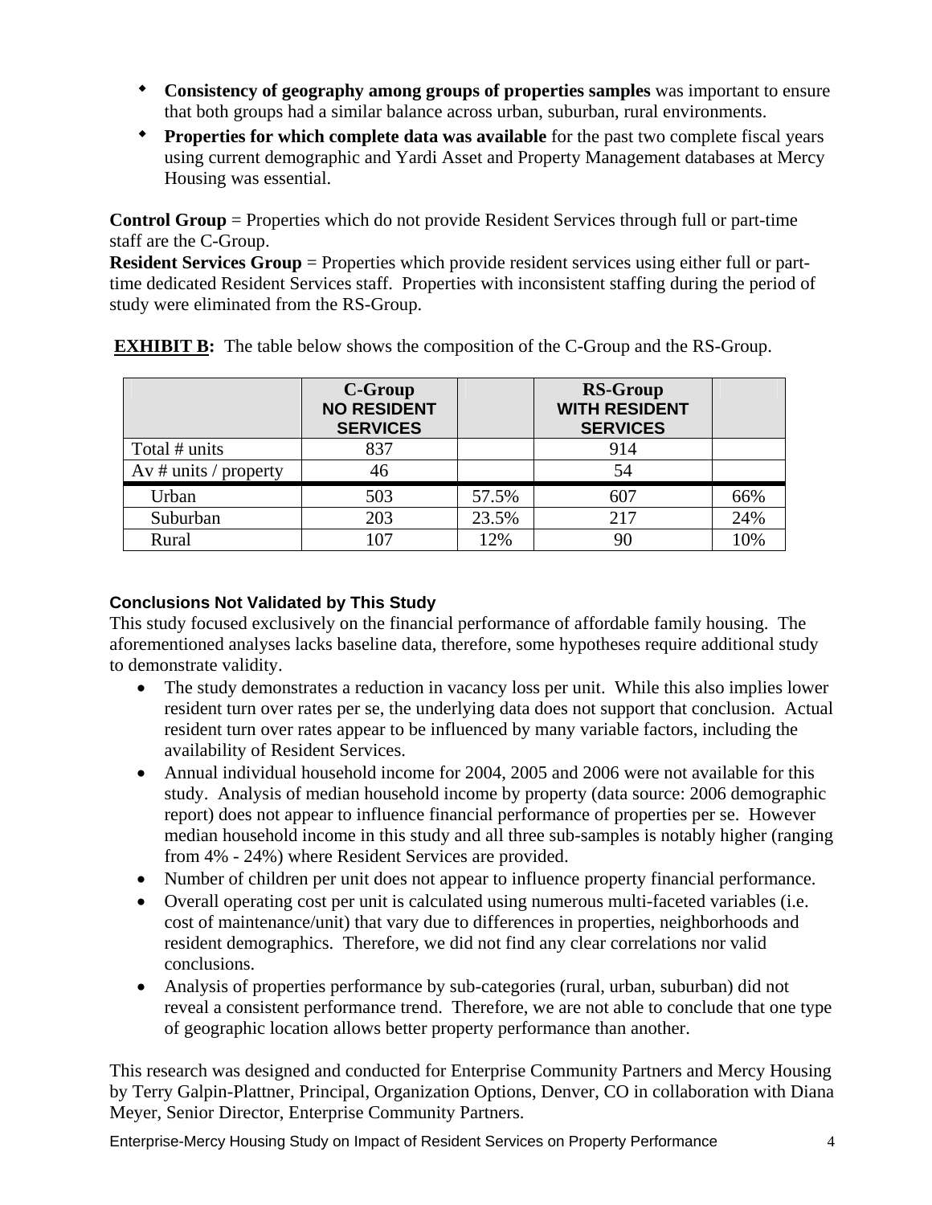- **Consistency of geography among groups of properties samples** was important to ensure that both groups had a similar balance across urban, suburban, rural environments.
- **Properties for which complete data was available** for the past two complete fiscal years using current demographic and Yardi Asset and Property Management databases at Mercy Housing was essential.

**Control Group** = Properties which do not provide Resident Services through full or part-time staff are the C-Group.
**Resident Services Group** = Properties which provide resident services using either full or part-time dedicated Resident Services staff. Properties with inconsistent staffing during the period of study were eliminated from the RS-Group.

**EXHIBIT B:** The table below shows the composition of the C-Group and the RS-Group.

| | C-Group NO RESIDENT SERVICES | | RS-Group WITH RESIDENT SERVICES | |
|---|---|---|---|---|
| Total # units | 837 | | 914 | |
| Av # units / property | 46 | | 54 | |
| Urban | 503 | 57.5% | 607 | 66% |
| Suburban | 203 | 23.5% | 217 | 24% |
| Rural | 107 | 12% | 90 | 10% |

### Conclusions Not Validated by This Study

This study focused exclusively on the financial performance of affordable family housing. The aforementioned analyses lacks baseline data, therefore, some hypotheses require additional study to demonstrate validity.

- The study demonstrates a reduction in vacancy loss per unit. While this also implies lower resident turn over rates per se, the underlying data does not support that conclusion. Actual resident turn over rates appear to be influenced by many variable factors, including the availability of Resident Services.
- Annual individual household income for 2004, 2005 and 2006 were not available for this study. Analysis of median household income by property (data source: 2006 demographic report) does not appear to influence financial performance of properties per se. However median household income in this study and all three sub-samples is notably higher (ranging from 4% - 24%) where Resident Services are provided.
- Number of children per unit does not appear to influence property financial performance.
- Overall operating cost per unit is calculated using numerous multi-faceted variables (i.e. cost of maintenance/unit) that vary due to differences in properties, neighborhoods and resident demographics. Therefore, we did not find any clear correlations nor valid conclusions.
- Analysis of properties performance by sub-categories (rural, urban, suburban) did not reveal a consistent performance trend. Therefore, we are not able to conclude that one type of geographic location allows better property performance than another.

This research was designed and conducted for Enterprise Community Partners and Mercy Housing by Terry Galpin-Plattner, Principal, Organization Options, Denver, CO in collaboration with Diana Meyer, Senior Director, Enterprise Community Partners.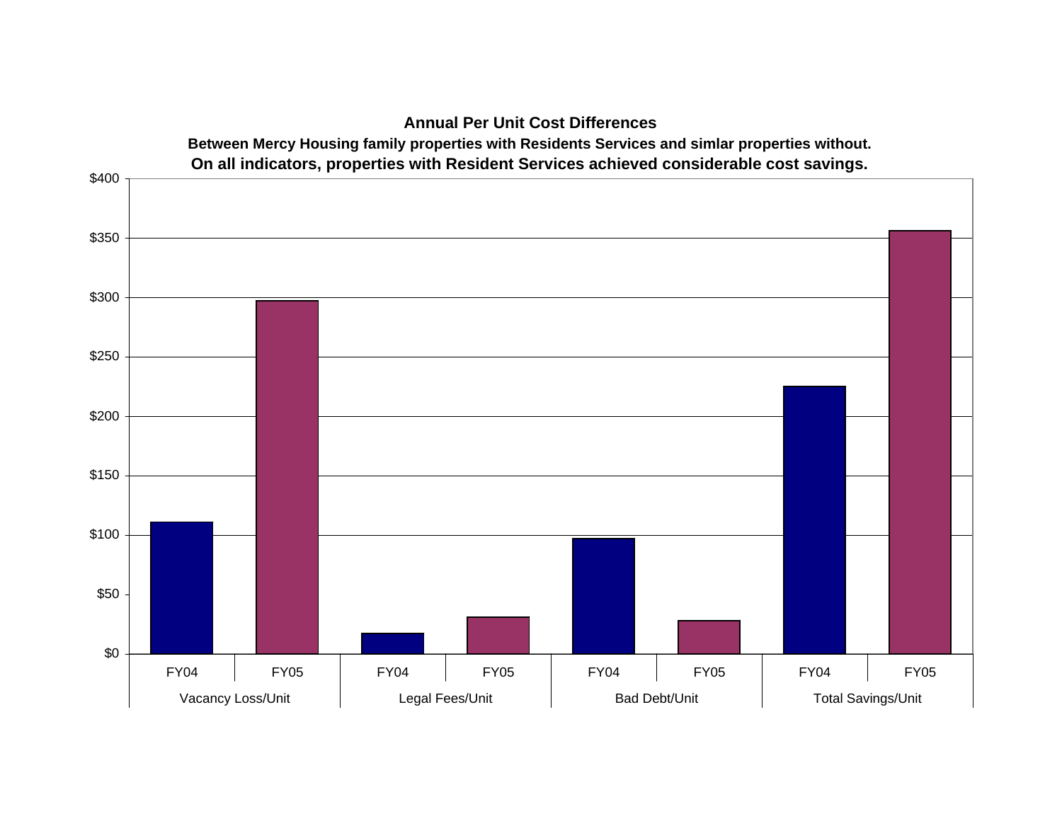**Annual Per Unit Cost Differences**

**Between Mercy Housing family properties with Residents Services and simlar properties without.**

**On all indicators, properties with Resident Services achieved considerable cost savings.**

$400
$350
$300
$250
$200
$150
$100
$50
$0

FY04 FY05 FY04 FY05 FY04 FY05 FY04 FY05

Vacancy Loss/Unit
Legal Fees/Unit
Bad Debt/Unit
Total Savings/Unit